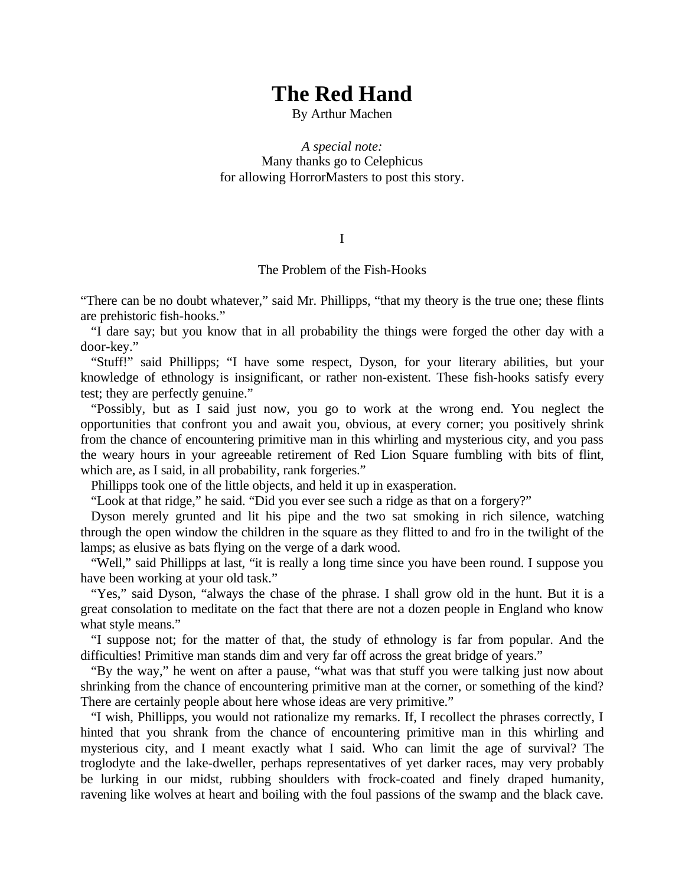# The Red Hand

By Arthur Machen

*A special note:*
Many thanks go to Celephicus
for allowing HorrorMasters to post this story.

## I

### The Problem of the Fish-Hooks

"There can be no doubt whatever," said Mr. Phillipps, "that my theory is the true one; these flints are prehistoric fish-hooks."

"I dare say; but you know that in all probability the things were forged the other day with a door-key."

"Stuff!" said Phillipps; "I have some respect, Dyson, for your literary abilities, but your knowledge of ethnology is insignificant, or rather non-existent. These fish-hooks satisfy every test; they are perfectly genuine."

"Possibly, but as I said just now, you go to work at the wrong end. You neglect the opportunities that confront you and await you, obvious, at every corner; you positively shrink from the chance of encountering primitive man in this whirling and mysterious city, and you pass the weary hours in your agreeable retirement of Red Lion Square fumbling with bits of flint, which are, as I said, in all probability, rank forgeries."

Phillipps took one of the little objects, and held it up in exasperation.

"Look at that ridge," he said. "Did you ever see such a ridge as that on a forgery?"

Dyson merely grunted and lit his pipe and the two sat smoking in rich silence, watching through the open window the children in the square as they flitted to and fro in the twilight of the lamps; as elusive as bats flying on the verge of a dark wood.

"Well," said Phillipps at last, "it is really a long time since you have been round. I suppose you have been working at your old task."

"Yes," said Dyson, "always the chase of the phrase. I shall grow old in the hunt. But it is a great consolation to meditate on the fact that there are not a dozen people in England who know what style means."

"I suppose not; for the matter of that, the study of ethnology is far from popular. And the difficulties! Primitive man stands dim and very far off across the great bridge of years."

"By the way," he went on after a pause, "what was that stuff you were talking just now about shrinking from the chance of encountering primitive man at the corner, or something of the kind? There are certainly people about here whose ideas are very primitive."

"I wish, Phillipps, you would not rationalize my remarks. If, I recollect the phrases correctly, I hinted that you shrank from the chance of encountering primitive man in this whirling and mysterious city, and I meant exactly what I said. Who can limit the age of survival? The troglodyte and the lake-dweller, perhaps representatives of yet darker races, may very probably be lurking in our midst, rubbing shoulders with frock-coated and finely draped humanity, ravening like wolves at heart and boiling with the foul passions of the swamp and the black cave.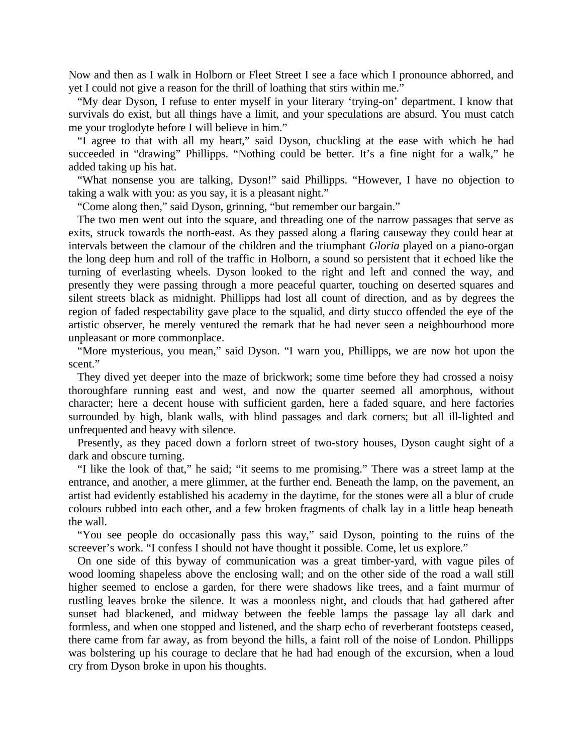Now and then as I walk in Holborn or Fleet Street I see a face which I pronounce abhorred, and yet I could not give a reason for the thrill of loathing that stirs within me."

"My dear Dyson, I refuse to enter myself in your literary 'trying-on' department. I know that survivals do exist, but all things have a limit, and your speculations are absurd. You must catch me your troglodyte before I will believe in him."

"I agree to that with all my heart," said Dyson, chuckling at the ease with which he had succeeded in "drawing" Phillipps. "Nothing could be better. It's a fine night for a walk," he added taking up his hat.

"What nonsense you are talking, Dyson!" said Phillipps. "However, I have no objection to taking a walk with you: as you say, it is a pleasant night."

"Come along then," said Dyson, grinning, "but remember our bargain."

The two men went out into the square, and threading one of the narrow passages that serve as exits, struck towards the north-east. As they passed along a flaring causeway they could hear at intervals between the clamour of the children and the triumphant *Gloria* played on a piano-organ the long deep hum and roll of the traffic in Holborn, a sound so persistent that it echoed like the turning of everlasting wheels. Dyson looked to the right and left and conned the way, and presently they were passing through a more peaceful quarter, touching on deserted squares and silent streets black as midnight. Phillipps had lost all count of direction, and as by degrees the region of faded respectability gave place to the squalid, and dirty stucco offended the eye of the artistic observer, he merely ventured the remark that he had never seen a neighbourhood more unpleasant or more commonplace.

"More mysterious, you mean," said Dyson. "I warn you, Phillipps, we are now hot upon the scent."

They dived yet deeper into the maze of brickwork; some time before they had crossed a noisy thoroughfare running east and west, and now the quarter seemed all amorphous, without character; here a decent house with sufficient garden, here a faded square, and here factories surrounded by high, blank walls, with blind passages and dark corners; but all ill-lighted and unfrequented and heavy with silence.

Presently, as they paced down a forlorn street of two-story houses, Dyson caught sight of a dark and obscure turning.

"I like the look of that," he said; "it seems to me promising." There was a street lamp at the entrance, and another, a mere glimmer, at the further end. Beneath the lamp, on the pavement, an artist had evidently established his academy in the daytime, for the stones were all a blur of crude colours rubbed into each other, and a few broken fragments of chalk lay in a little heap beneath the wall.

"You see people do occasionally pass this way," said Dyson, pointing to the ruins of the screever's work. "I confess I should not have thought it possible. Come, let us explore."

On one side of this byway of communication was a great timber-yard, with vague piles of wood looming shapeless above the enclosing wall; and on the other side of the road a wall still higher seemed to enclose a garden, for there were shadows like trees, and a faint murmur of rustling leaves broke the silence. It was a moonless night, and clouds that had gathered after sunset had blackened, and midway between the feeble lamps the passage lay all dark and formless, and when one stopped and listened, and the sharp echo of reverberant footsteps ceased, there came from far away, as from beyond the hills, a faint roll of the noise of London. Phillipps was bolstering up his courage to declare that he had had enough of the excursion, when a loud cry from Dyson broke in upon his thoughts.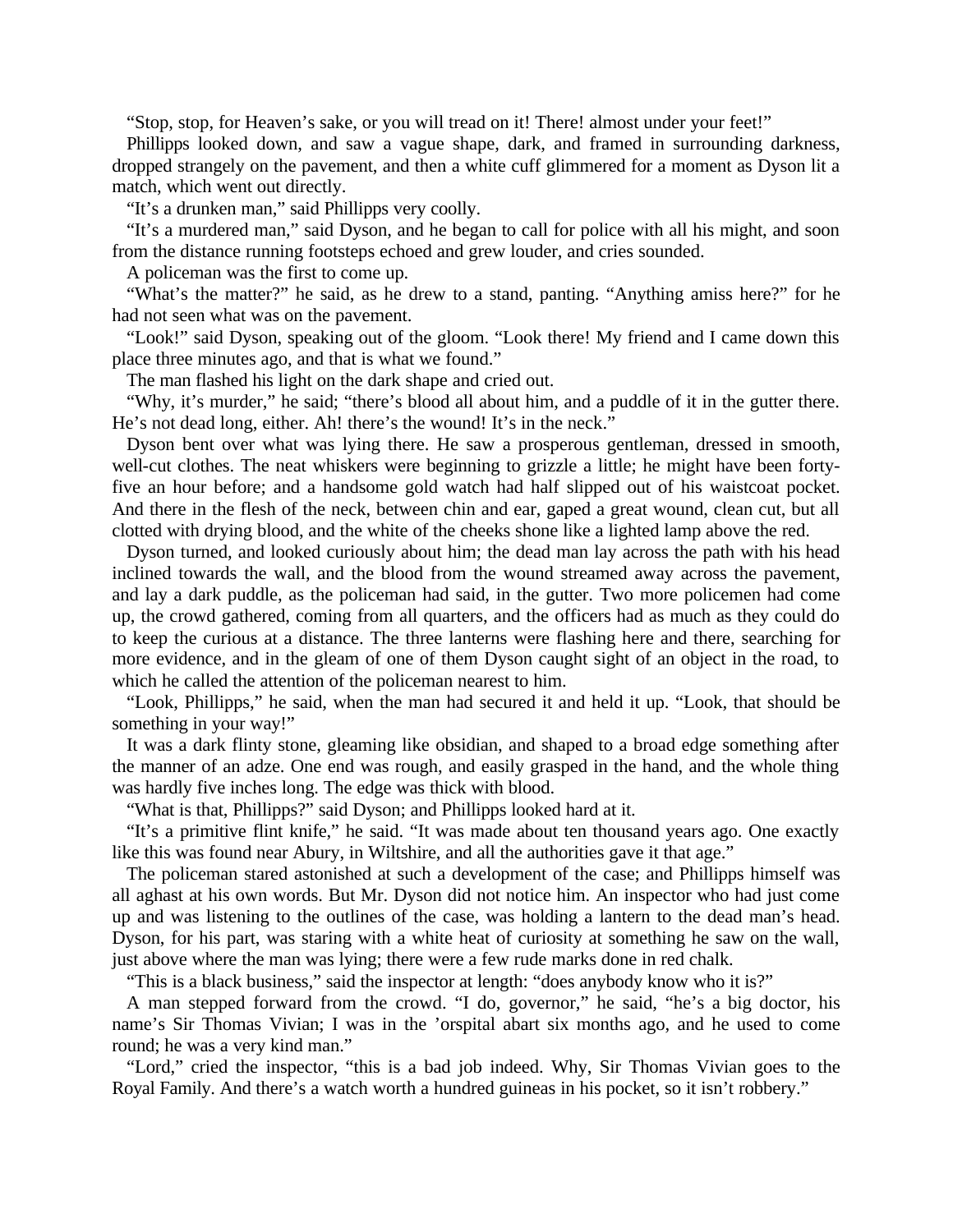"Stop, stop, for Heaven's sake, or you will tread on it! There! almost under your feet!"

Phillipps looked down, and saw a vague shape, dark, and framed in surrounding darkness, dropped strangely on the pavement, and then a white cuff glimmered for a moment as Dyson lit a match, which went out directly.

"It's a drunken man," said Phillipps very coolly.

"It's a murdered man," said Dyson, and he began to call for police with all his might, and soon from the distance running footsteps echoed and grew louder, and cries sounded.

A policeman was the first to come up.

"What's the matter?" he said, as he drew to a stand, panting. "Anything amiss here?" for he had not seen what was on the pavement.

"Look!" said Dyson, speaking out of the gloom. "Look there! My friend and I came down this place three minutes ago, and that is what we found."

The man flashed his light on the dark shape and cried out.

"Why, it's murder," he said; "there's blood all about him, and a puddle of it in the gutter there. He's not dead long, either. Ah! there's the wound! It's in the neck."

Dyson bent over what was lying there. He saw a prosperous gentleman, dressed in smooth, well-cut clothes. The neat whiskers were beginning to grizzle a little; he might have been forty-five an hour before; and a handsome gold watch had half slipped out of his waistcoat pocket. And there in the flesh of the neck, between chin and ear, gaped a great wound, clean cut, but all clotted with drying blood, and the white of the cheeks shone like a lighted lamp above the red.

Dyson turned, and looked curiously about him; the dead man lay across the path with his head inclined towards the wall, and the blood from the wound streamed away across the pavement, and lay a dark puddle, as the policeman had said, in the gutter. Two more policemen had come up, the crowd gathered, coming from all quarters, and the officers had as much as they could do to keep the curious at a distance. The three lanterns were flashing here and there, searching for more evidence, and in the gleam of one of them Dyson caught sight of an object in the road, to which he called the attention of the policeman nearest to him.

"Look, Phillipps," he said, when the man had secured it and held it up. "Look, that should be something in your way!"

It was a dark flinty stone, gleaming like obsidian, and shaped to a broad edge something after the manner of an adze. One end was rough, and easily grasped in the hand, and the whole thing was hardly five inches long. The edge was thick with blood.

"What is that, Phillipps?" said Dyson; and Phillipps looked hard at it.

"It's a primitive flint knife," he said. "It was made about ten thousand years ago. One exactly like this was found near Abury, in Wiltshire, and all the authorities gave it that age."

The policeman stared astonished at such a development of the case; and Phillipps himself was all aghast at his own words. But Mr. Dyson did not notice him. An inspector who had just come up and was listening to the outlines of the case, was holding a lantern to the dead man's head. Dyson, for his part, was staring with a white heat of curiosity at something he saw on the wall, just above where the man was lying; there were a few rude marks done in red chalk.

"This is a black business," said the inspector at length: "does anybody know who it is?"

A man stepped forward from the crowd. "I do, governor," he said, "he's a big doctor, his name's Sir Thomas Vivian; I was in the 'orspital abart six months ago, and he used to come round; he was a very kind man."

"Lord," cried the inspector, "this is a bad job indeed. Why, Sir Thomas Vivian goes to the Royal Family. And there's a watch worth a hundred guineas in his pocket, so it isn't robbery."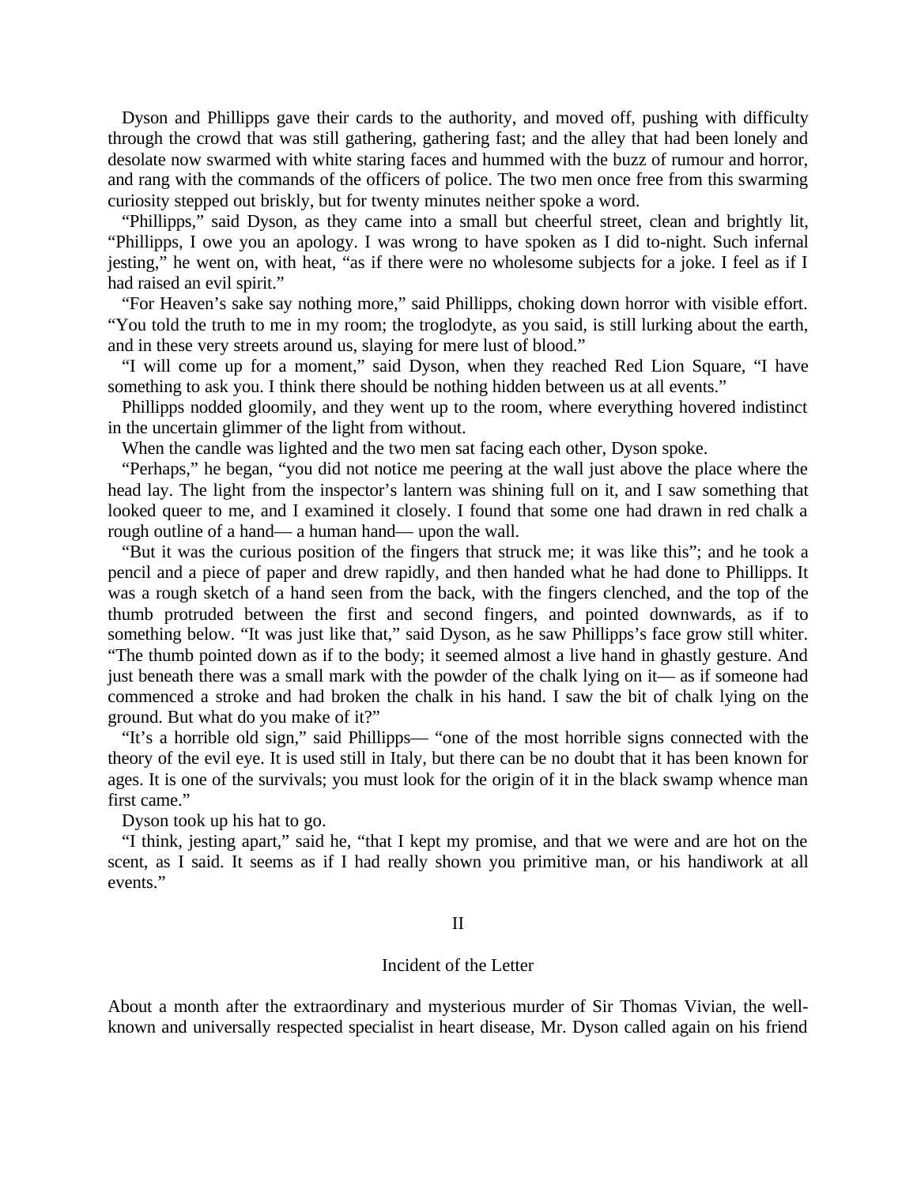Dyson and Phillipps gave their cards to the authority, and moved off, pushing with difficulty through the crowd that was still gathering, gathering fast; and the alley that had been lonely and desolate now swarmed with white staring faces and hummed with the buzz of rumour and horror, and rang with the commands of the officers of police. The two men once free from this swarming curiosity stepped out briskly, but for twenty minutes neither spoke a word.

"Phillipps," said Dyson, as they came into a small but cheerful street, clean and brightly lit, "Phillipps, I owe you an apology. I was wrong to have spoken as I did to-night. Such infernal jesting," he went on, with heat, "as if there were no wholesome subjects for a joke. I feel as if I had raised an evil spirit."

"For Heaven's sake say nothing more," said Phillipps, choking down horror with visible effort. "You told the truth to me in my room; the troglodyte, as you said, is still lurking about the earth, and in these very streets around us, slaying for mere lust of blood."

"I will come up for a moment," said Dyson, when they reached Red Lion Square, "I have something to ask you. I think there should be nothing hidden between us at all events."

Phillipps nodded gloomily, and they went up to the room, where everything hovered indistinct in the uncertain glimmer of the light from without.

When the candle was lighted and the two men sat facing each other, Dyson spoke.

"Perhaps," he began, "you did not notice me peering at the wall just above the place where the head lay. The light from the inspector's lantern was shining full on it, and I saw something that looked queer to me, and I examined it closely. I found that some one had drawn in red chalk a rough outline of a hand— a human hand— upon the wall.

"But it was the curious position of the fingers that struck me; it was like this"; and he took a pencil and a piece of paper and drew rapidly, and then handed what he had done to Phillipps. It was a rough sketch of a hand seen from the back, with the fingers clenched, and the top of the thumb protruded between the first and second fingers, and pointed downwards, as if to something below. "It was just like that," said Dyson, as he saw Phillipps's face grow still whiter. "The thumb pointed down as if to the body; it seemed almost a live hand in ghastly gesture. And just beneath there was a small mark with the powder of the chalk lying on it— as if someone had commenced a stroke and had broken the chalk in his hand. I saw the bit of chalk lying on the ground. But what do you make of it?"

"It's a horrible old sign," said Phillipps— "one of the most horrible signs connected with the theory of the evil eye. It is used still in Italy, but there can be no doubt that it has been known for ages. It is one of the survivals; you must look for the origin of it in the black swamp whence man first came."

Dyson took up his hat to go.

"I think, jesting apart," said he, "that I kept my promise, and that we were and are hot on the scent, as I said. It seems as if I had really shown you primitive man, or his handiwork at all events."

## II

### Incident of the Letter

About a month after the extraordinary and mysterious murder of Sir Thomas Vivian, the well-known and universally respected specialist in heart disease, Mr. Dyson called again on his friend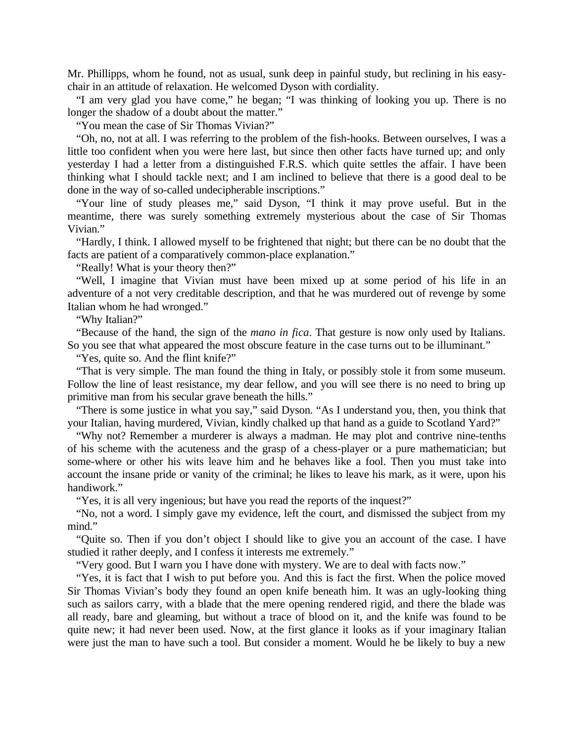Mr. Phillipps, whom he found, not as usual, sunk deep in painful study, but reclining in his easy-chair in an attitude of relaxation. He welcomed Dyson with cordiality.

"I am very glad you have come," he began; "I was thinking of looking you up. There is no longer the shadow of a doubt about the matter."

"You mean the case of Sir Thomas Vivian?"

"Oh, no, not at all. I was referring to the problem of the fish-hooks. Between ourselves, I was a little too confident when you were here last, but since then other facts have turned up; and only yesterday I had a letter from a distinguished F.R.S. which quite settles the affair. I have been thinking what I should tackle next; and I am inclined to believe that there is a good deal to be done in the way of so-called undecipherable inscriptions."

"Your line of study pleases me," said Dyson, "I think it may prove useful. But in the meantime, there was surely something extremely mysterious about the case of Sir Thomas Vivian."

"Hardly, I think. I allowed myself to be frightened that night; but there can be no doubt that the facts are patient of a comparatively common-place explanation."

"Really! What is your theory then?"

"Well, I imagine that Vivian must have been mixed up at some period of his life in an adventure of a not very creditable description, and that he was murdered out of revenge by some Italian whom he had wronged."

"Why Italian?"

"Because of the hand, the sign of the *mano in fica*. That gesture is now only used by Italians. So you see that what appeared the most obscure feature in the case turns out to be illuminant."

"Yes, quite so. And the flint knife?"

"That is very simple. The man found the thing in Italy, or possibly stole it from some museum. Follow the line of least resistance, my dear fellow, and you will see there is no need to bring up primitive man from his secular grave beneath the hills."

"There is some justice in what you say," said Dyson. "As I understand you, then, you think that your Italian, having murdered, Vivian, kindly chalked up that hand as a guide to Scotland Yard?"

"Why not? Remember a murderer is always a madman. He may plot and contrive nine-tenths of his scheme with the acuteness and the grasp of a chess-player or a pure mathematician; but some-where or other his wits leave him and he behaves like a fool. Then you must take into account the insane pride or vanity of the criminal; he likes to leave his mark, as it were, upon his handiwork."

"Yes, it is all very ingenious; but have you read the reports of the inquest?"

"No, not a word. I simply gave my evidence, left the court, and dismissed the subject from my mind."

"Quite so. Then if you don't object I should like to give you an account of the case. I have studied it rather deeply, and I confess it interests me extremely."

"Very good. But I warn you I have done with mystery. We are to deal with facts now."

"Yes, it is fact that I wish to put before you. And this is fact the first. When the police moved Sir Thomas Vivian's body they found an open knife beneath him. It was an ugly-looking thing such as sailors carry, with a blade that the mere opening rendered rigid, and there the blade was all ready, bare and gleaming, but without a trace of blood on it, and the knife was found to be quite new; it had never been used. Now, at the first glance it looks as if your imaginary Italian were just the man to have such a tool. But consider a moment. Would he be likely to buy a new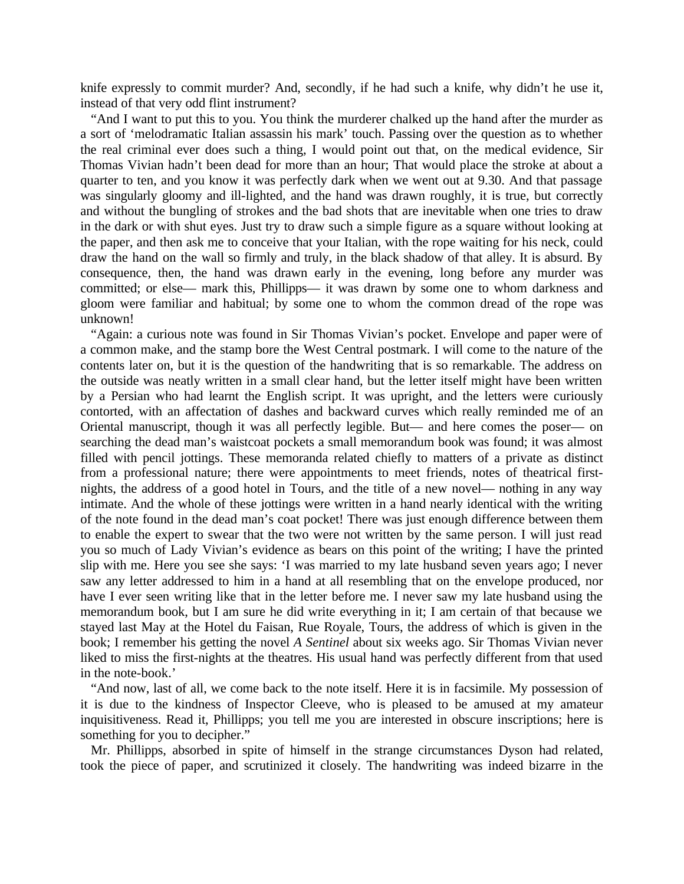knife expressly to commit murder? And, secondly, if he had such a knife, why didn't he use it, instead of that very odd flint instrument?

"And I want to put this to you. You think the murderer chalked up the hand after the murder as a sort of 'melodramatic Italian assassin his mark' touch. Passing over the question as to whether the real criminal ever does such a thing, I would point out that, on the medical evidence, Sir Thomas Vivian hadn't been dead for more than an hour; That would place the stroke at about a quarter to ten, and you know it was perfectly dark when we went out at 9.30. And that passage was singularly gloomy and ill-lighted, and the hand was drawn roughly, it is true, but correctly and without the bungling of strokes and the bad shots that are inevitable when one tries to draw in the dark or with shut eyes. Just try to draw such a simple figure as a square without looking at the paper, and then ask me to conceive that your Italian, with the rope waiting for his neck, could draw the hand on the wall so firmly and truly, in the black shadow of that alley. It is absurd. By consequence, then, the hand was drawn early in the evening, long before any murder was committed; or else— mark this, Phillipps— it was drawn by some one to whom darkness and gloom were familiar and habitual; by some one to whom the common dread of the rope was unknown!

"Again: a curious note was found in Sir Thomas Vivian's pocket. Envelope and paper were of a common make, and the stamp bore the West Central postmark. I will come to the nature of the contents later on, but it is the question of the handwriting that is so remarkable. The address on the outside was neatly written in a small clear hand, but the letter itself might have been written by a Persian who had learnt the English script. It was upright, and the letters were curiously contorted, with an affectation of dashes and backward curves which really reminded me of an Oriental manuscript, though it was all perfectly legible. But— and here comes the poser— on searching the dead man's waistcoat pockets a small memorandum book was found; it was almost filled with pencil jottings. These memoranda related chiefly to matters of a private as distinct from a professional nature; there were appointments to meet friends, notes of theatrical first-nights, the address of a good hotel in Tours, and the title of a new novel— nothing in any way intimate. And the whole of these jottings were written in a hand nearly identical with the writing of the note found in the dead man's coat pocket! There was just enough difference between them to enable the expert to swear that the two were not written by the same person. I will just read you so much of Lady Vivian's evidence as bears on this point of the writing; I have the printed slip with me. Here you see she says: 'I was married to my late husband seven years ago; I never saw any letter addressed to him in a hand at all resembling that on the envelope produced, nor have I ever seen writing like that in the letter before me. I never saw my late husband using the memorandum book, but I am sure he did write everything in it; I am certain of that because we stayed last May at the Hotel du Faisan, Rue Royale, Tours, the address of which is given in the book; I remember his getting the novel *A Sentinel* about six weeks ago. Sir Thomas Vivian never liked to miss the first-nights at the theatres. His usual hand was perfectly different from that used in the note-book.'

"And now, last of all, we come back to the note itself. Here it is in facsimile. My possession of it is due to the kindness of Inspector Cleeve, who is pleased to be amused at my amateur inquisitiveness. Read it, Phillipps; you tell me you are interested in obscure inscriptions; here is something for you to decipher."

Mr. Phillipps, absorbed in spite of himself in the strange circumstances Dyson had related, took the piece of paper, and scrutinized it closely. The handwriting was indeed bizarre in the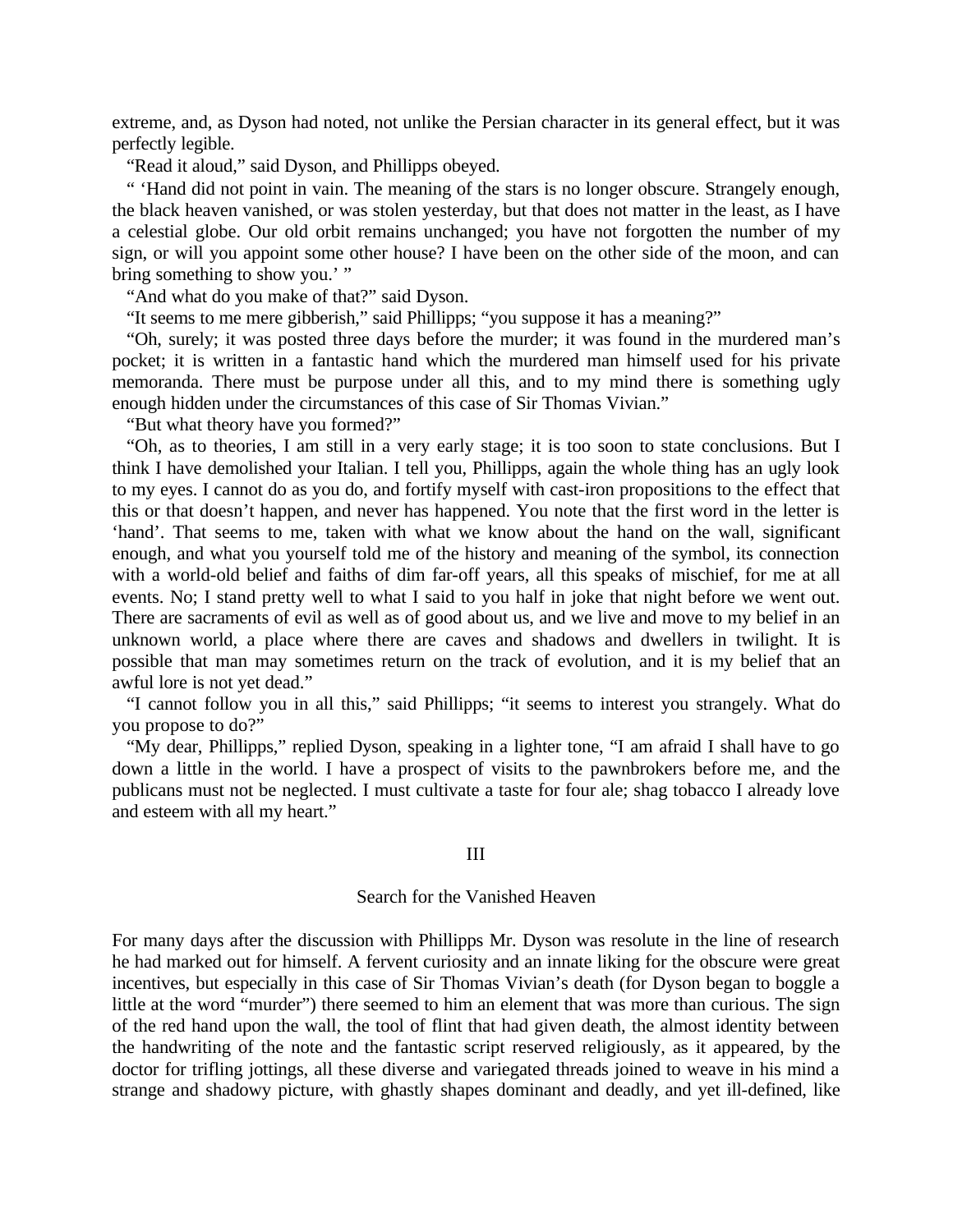extreme, and, as Dyson had noted, not unlike the Persian character in its general effect, but it was perfectly legible.

"Read it aloud," said Dyson, and Phillipps obeyed.

" 'Hand did not point in vain. The meaning of the stars is no longer obscure. Strangely enough, the black heaven vanished, or was stolen yesterday, but that does not matter in the least, as I have a celestial globe. Our old orbit remains unchanged; you have not forgotten the number of my sign, or will you appoint some other house? I have been on the other side of the moon, and can bring something to show you.' "

"And what do you make of that?" said Dyson.

"It seems to me mere gibberish," said Phillipps; "you suppose it has a meaning?"

"Oh, surely; it was posted three days before the murder; it was found in the murdered man's pocket; it is written in a fantastic hand which the murdered man himself used for his private memoranda. There must be purpose under all this, and to my mind there is something ugly enough hidden under the circumstances of this case of Sir Thomas Vivian."

"But what theory have you formed?"

"Oh, as to theories, I am still in a very early stage; it is too soon to state conclusions. But I think I have demolished your Italian. I tell you, Phillipps, again the whole thing has an ugly look to my eyes. I cannot do as you do, and fortify myself with cast-iron propositions to the effect that this or that doesn't happen, and never has happened. You note that the first word in the letter is 'hand'. That seems to me, taken with what we know about the hand on the wall, significant enough, and what you yourself told me of the history and meaning of the symbol, its connection with a world-old belief and faiths of dim far-off years, all this speaks of mischief, for me at all events. No; I stand pretty well to what I said to you half in joke that night before we went out. There are sacraments of evil as well as of good about us, and we live and move to my belief in an unknown world, a place where there are caves and shadows and dwellers in twilight. It is possible that man may sometimes return on the track of evolution, and it is my belief that an awful lore is not yet dead."

"I cannot follow you in all this," said Phillipps; "it seems to interest you strangely. What do you propose to do?"

"My dear, Phillipps," replied Dyson, speaking in a lighter tone, "I am afraid I shall have to go down a little in the world. I have a prospect of visits to the pawnbrokers before me, and the publicans must not be neglected. I must cultivate a taste for four ale; shag tobacco I already love and esteem with all my heart."

## III

### Search for the Vanished Heaven

For many days after the discussion with Phillipps Mr. Dyson was resolute in the line of research he had marked out for himself. A fervent curiosity and an innate liking for the obscure were great incentives, but especially in this case of Sir Thomas Vivian's death (for Dyson began to boggle a little at the word "murder") there seemed to him an element that was more than curious. The sign of the red hand upon the wall, the tool of flint that had given death, the almost identity between the handwriting of the note and the fantastic script reserved religiously, as it appeared, by the doctor for trifling jottings, all these diverse and variegated threads joined to weave in his mind a strange and shadowy picture, with ghastly shapes dominant and deadly, and yet ill-defined, like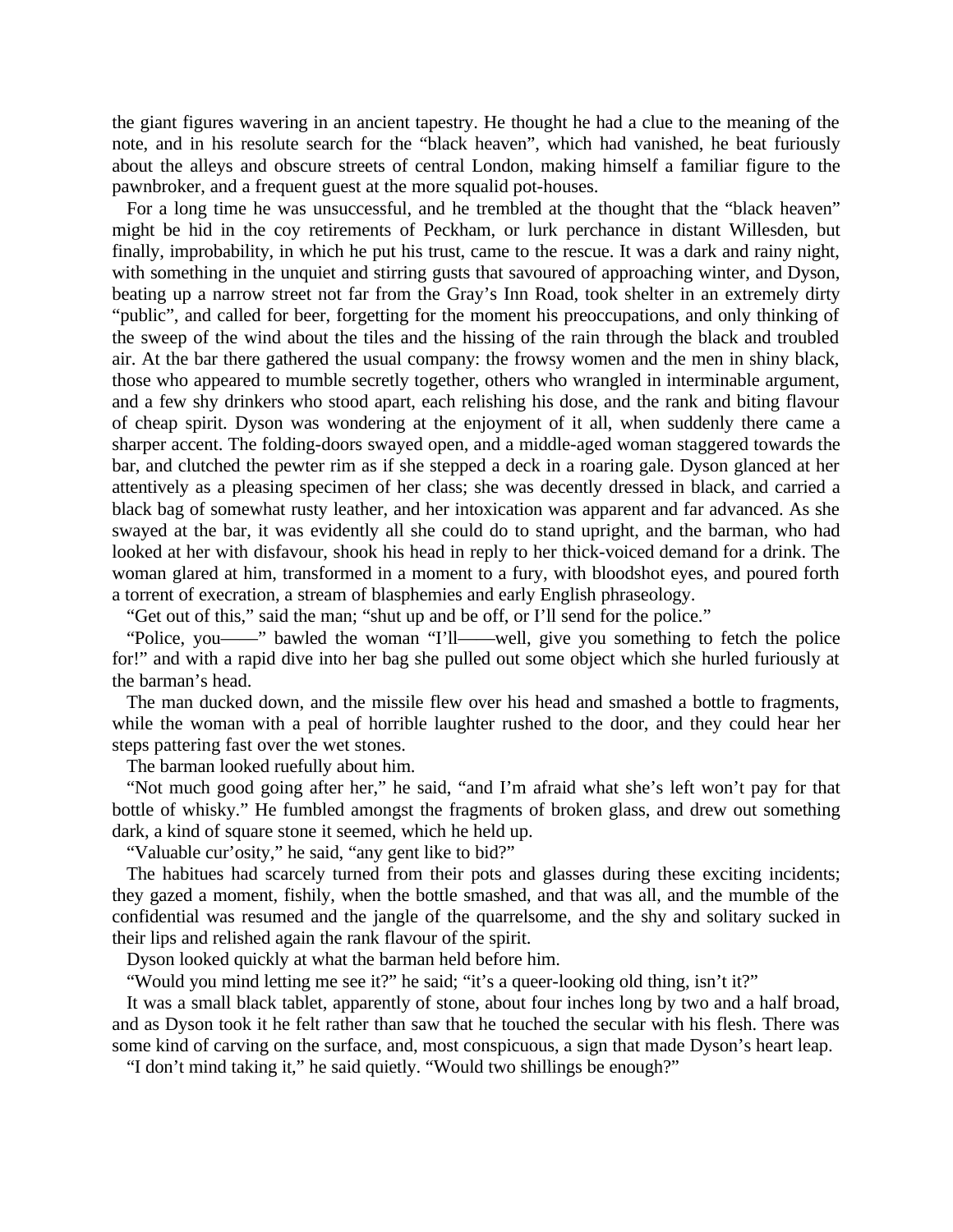the giant figures wavering in an ancient tapestry. He thought he had a clue to the meaning of the note, and in his resolute search for the "black heaven", which had vanished, he beat furiously about the alleys and obscure streets of central London, making himself a familiar figure to the pawnbroker, and a frequent guest at the more squalid pot-houses.

For a long time he was unsuccessful, and he trembled at the thought that the "black heaven" might be hid in the coy retirements of Peckham, or lurk perchance in distant Willesden, but finally, improbability, in which he put his trust, came to the rescue. It was a dark and rainy night, with something in the unquiet and stirring gusts that savoured of approaching winter, and Dyson, beating up a narrow street not far from the Gray's Inn Road, took shelter in an extremely dirty "public", and called for beer, forgetting for the moment his preoccupations, and only thinking of the sweep of the wind about the tiles and the hissing of the rain through the black and troubled air. At the bar there gathered the usual company: the frowsy women and the men in shiny black, those who appeared to mumble secretly together, others who wrangled in interminable argument, and a few shy drinkers who stood apart, each relishing his dose, and the rank and biting flavour of cheap spirit. Dyson was wondering at the enjoyment of it all, when suddenly there came a sharper accent. The folding-doors swayed open, and a middle-aged woman staggered towards the bar, and clutched the pewter rim as if she stepped a deck in a roaring gale. Dyson glanced at her attentively as a pleasing specimen of her class; she was decently dressed in black, and carried a black bag of somewhat rusty leather, and her intoxication was apparent and far advanced. As she swayed at the bar, it was evidently all she could do to stand upright, and the barman, who had looked at her with disfavour, shook his head in reply to her thick-voiced demand for a drink. The woman glared at him, transformed in a moment to a fury, with bloodshot eyes, and poured forth a torrent of execration, a stream of blasphemies and early English phraseology.

"Get out of this," said the man; "shut up and be off, or I'll send for the police."

"Police, you——" bawled the woman "I'll——well, give you something to fetch the police for!" and with a rapid dive into her bag she pulled out some object which she hurled furiously at the barman's head.

The man ducked down, and the missile flew over his head and smashed a bottle to fragments, while the woman with a peal of horrible laughter rushed to the door, and they could hear her steps pattering fast over the wet stones.

The barman looked ruefully about him.

"Not much good going after her," he said, "and I'm afraid what she's left won't pay for that bottle of whisky." He fumbled amongst the fragments of broken glass, and drew out something dark, a kind of square stone it seemed, which he held up.

"Valuable cur'osity," he said, "any gent like to bid?"

The habitues had scarcely turned from their pots and glasses during these exciting incidents; they gazed a moment, fishily, when the bottle smashed, and that was all, and the mumble of the confidential was resumed and the jangle of the quarrelsome, and the shy and solitary sucked in their lips and relished again the rank flavour of the spirit.

Dyson looked quickly at what the barman held before him.

"Would you mind letting me see it?" he said; "it's a queer-looking old thing, isn't it?"

It was a small black tablet, apparently of stone, about four inches long by two and a half broad, and as Dyson took it he felt rather than saw that he touched the secular with his flesh. There was some kind of carving on the surface, and, most conspicuous, a sign that made Dyson's heart leap.

"I don't mind taking it," he said quietly. "Would two shillings be enough?"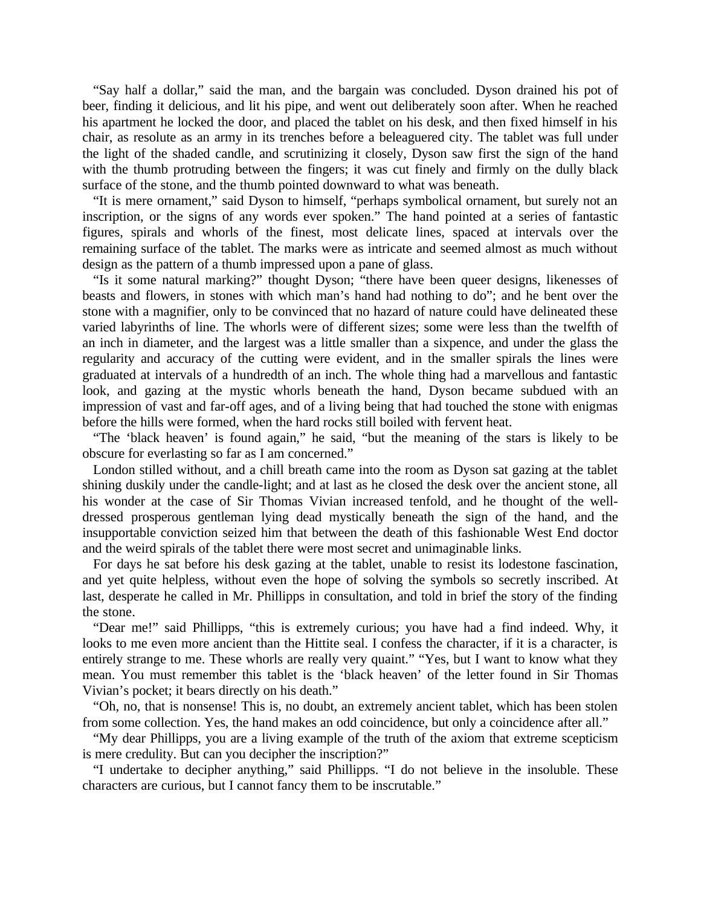“Say half a dollar,” said the man, and the bargain was concluded. Dyson drained his pot of beer, finding it delicious, and lit his pipe, and went out deliberately soon after. When he reached his apartment he locked the door, and placed the tablet on his desk, and then fixed himself in his chair, as resolute as an army in its trenches before a beleaguered city. The tablet was full under the light of the shaded candle, and scrutinizing it closely, Dyson saw first the sign of the hand with the thumb protruding between the fingers; it was cut finely and firmly on the dully black surface of the stone, and the thumb pointed downward to what was beneath.

“It is mere ornament,” said Dyson to himself, “perhaps symbolical ornament, but surely not an inscription, or the signs of any words ever spoken.” The hand pointed at a series of fantastic figures, spirals and whorls of the finest, most delicate lines, spaced at intervals over the remaining surface of the tablet. The marks were as intricate and seemed almost as much without design as the pattern of a thumb impressed upon a pane of glass.

“Is it some natural marking?” thought Dyson; “there have been queer designs, likenesses of beasts and flowers, in stones with which man’s hand had nothing to do”; and he bent over the stone with a magnifier, only to be convinced that no hazard of nature could have delineated these varied labyrinths of line. The whorls were of different sizes; some were less than the twelfth of an inch in diameter, and the largest was a little smaller than a sixpence, and under the glass the regularity and accuracy of the cutting were evident, and in the smaller spirals the lines were graduated at intervals of a hundredth of an inch. The whole thing had a marvellous and fantastic look, and gazing at the mystic whorls beneath the hand, Dyson became subdued with an impression of vast and far-off ages, and of a living being that had touched the stone with enigmas before the hills were formed, when the hard rocks still boiled with fervent heat.

“The ‘black heaven’ is found again,” he said, “but the meaning of the stars is likely to be obscure for everlasting so far as I am concerned.”

London stilled without, and a chill breath came into the room as Dyson sat gazing at the tablet shining duskily under the candle-light; and at last as he closed the desk over the ancient stone, all his wonder at the case of Sir Thomas Vivian increased tenfold, and he thought of the well-dressed prosperous gentleman lying dead mystically beneath the sign of the hand, and the insupportable conviction seized him that between the death of this fashionable West End doctor and the weird spirals of the tablet there were most secret and unimaginable links.

For days he sat before his desk gazing at the tablet, unable to resist its lodestone fascination, and yet quite helpless, without even the hope of solving the symbols so secretly inscribed. At last, desperate he called in Mr. Phillipps in consultation, and told in brief the story of the finding the stone.

“Dear me!” said Phillipps, “this is extremely curious; you have had a find indeed. Why, it looks to me even more ancient than the Hittite seal. I confess the character, if it is a character, is entirely strange to me. These whorls are really very quaint.” “Yes, but I want to know what they mean. You must remember this tablet is the ‘black heaven’ of the letter found in Sir Thomas Vivian’s pocket; it bears directly on his death.”

“Oh, no, that is nonsense! This is, no doubt, an extremely ancient tablet, which has been stolen from some collection. Yes, the hand makes an odd coincidence, but only a coincidence after all.”

“My dear Phillipps, you are a living example of the truth of the axiom that extreme scepticism is mere credulity. But can you decipher the inscription?”

“I undertake to decipher anything,” said Phillipps. “I do not believe in the insoluble. These characters are curious, but I cannot fancy them to be inscrutable.”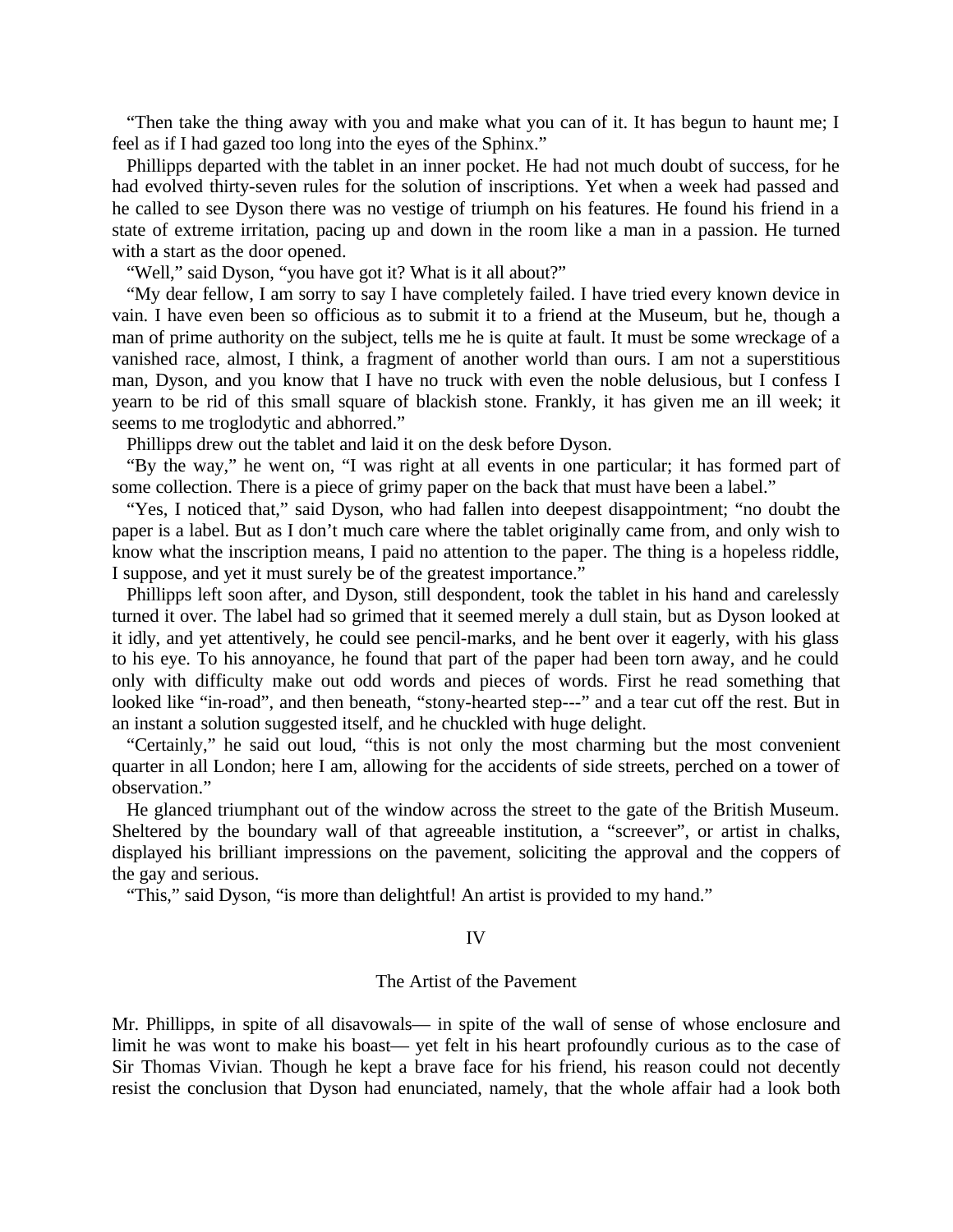"Then take the thing away with you and make what you can of it. It has begun to haunt me; I feel as if I had gazed too long into the eyes of the Sphinx."

Phillipps departed with the tablet in an inner pocket. He had not much doubt of success, for he had evolved thirty-seven rules for the solution of inscriptions. Yet when a week had passed and he called to see Dyson there was no vestige of triumph on his features. He found his friend in a state of extreme irritation, pacing up and down in the room like a man in a passion. He turned with a start as the door opened.

"Well," said Dyson, "you have got it? What is it all about?"

"My dear fellow, I am sorry to say I have completely failed. I have tried every known device in vain. I have even been so officious as to submit it to a friend at the Museum, but he, though a man of prime authority on the subject, tells me he is quite at fault. It must be some wreckage of a vanished race, almost, I think, a fragment of another world than ours. I am not a superstitious man, Dyson, and you know that I have no truck with even the noble delusious, but I confess I yearn to be rid of this small square of blackish stone. Frankly, it has given me an ill week; it seems to me troglodytic and abhorred."

Phillipps drew out the tablet and laid it on the desk before Dyson.

"By the way," he went on, "I was right at all events in one particular; it has formed part of some collection. There is a piece of grimy paper on the back that must have been a label."

"Yes, I noticed that," said Dyson, who had fallen into deepest disappointment; "no doubt the paper is a label. But as I don't much care where the tablet originally came from, and only wish to know what the inscription means, I paid no attention to the paper. The thing is a hopeless riddle, I suppose, and yet it must surely be of the greatest importance."

Phillipps left soon after, and Dyson, still despondent, took the tablet in his hand and carelessly turned it over. The label had so grimed that it seemed merely a dull stain, but as Dyson looked at it idly, and yet attentively, he could see pencil-marks, and he bent over it eagerly, with his glass to his eye. To his annoyance, he found that part of the paper had been torn away, and he could only with difficulty make out odd words and pieces of words. First he read something that looked like "in-road", and then beneath, "stony-hearted step---" and a tear cut off the rest. But in an instant a solution suggested itself, and he chuckled with huge delight.

"Certainly," he said out loud, "this is not only the most charming but the most convenient quarter in all London; here I am, allowing for the accidents of side streets, perched on a tower of observation."

He glanced triumphant out of the window across the street to the gate of the British Museum. Sheltered by the boundary wall of that agreeable institution, a "screever", or artist in chalks, displayed his brilliant impressions on the pavement, soliciting the approval and the coppers of the gay and serious.

"This," said Dyson, "is more than delightful! An artist is provided to my hand."

## IV

### The Artist of the Pavement

Mr. Phillipps, in spite of all disavowals— in spite of the wall of sense of whose enclosure and limit he was wont to make his boast— yet felt in his heart profoundly curious as to the case of Sir Thomas Vivian. Though he kept a brave face for his friend, his reason could not decently resist the conclusion that Dyson had enunciated, namely, that the whole affair had a look both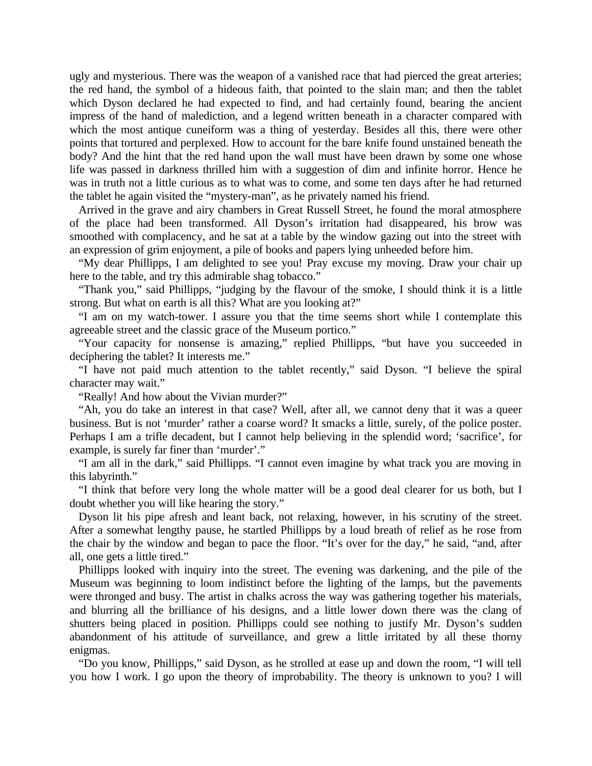ugly and mysterious. There was the weapon of a vanished race that had pierced the great arteries; the red hand, the symbol of a hideous faith, that pointed to the slain man; and then the tablet which Dyson declared he had expected to find, and had certainly found, bearing the ancient impress of the hand of malediction, and a legend written beneath in a character compared with which the most antique cuneiform was a thing of yesterday. Besides all this, there were other points that tortured and perplexed. How to account for the bare knife found unstained beneath the body? And the hint that the red hand upon the wall must have been drawn by some one whose life was passed in darkness thrilled him with a suggestion of dim and infinite horror. Hence he was in truth not a little curious as to what was to come, and some ten days after he had returned the tablet he again visited the "mystery-man", as he privately named his friend.

Arrived in the grave and airy chambers in Great Russell Street, he found the moral atmosphere of the place had been transformed. All Dyson's irritation had disappeared, his brow was smoothed with complacency, and he sat at a table by the window gazing out into the street with an expression of grim enjoyment, a pile of books and papers lying unheeded before him.

"My dear Phillipps, I am delighted to see you! Pray excuse my moving. Draw your chair up here to the table, and try this admirable shag tobacco."

"Thank you," said Phillipps, "judging by the flavour of the smoke, I should think it is a little strong. But what on earth is all this? What are you looking at?"

"I am on my watch-tower. I assure you that the time seems short while I contemplate this agreeable street and the classic grace of the Museum portico."

"Your capacity for nonsense is amazing," replied Phillipps, "but have you succeeded in deciphering the tablet? It interests me."

"I have not paid much attention to the tablet recently," said Dyson. "I believe the spiral character may wait."

"Really! And how about the Vivian murder?"

"Ah, you do take an interest in that case? Well, after all, we cannot deny that it was a queer business. But is not 'murder' rather a coarse word? It smacks a little, surely, of the police poster. Perhaps I am a trifle decadent, but I cannot help believing in the splendid word; 'sacrifice', for example, is surely far finer than 'murder'."

"I am all in the dark," said Phillipps. "I cannot even imagine by what track you are moving in this labyrinth."

"I think that before very long the whole matter will be a good deal clearer for us both, but I doubt whether you will like hearing the story."

Dyson lit his pipe afresh and leant back, not relaxing, however, in his scrutiny of the street. After a somewhat lengthy pause, he startled Phillipps by a loud breath of relief as he rose from the chair by the window and began to pace the floor. "It's over for the day," he said, "and, after all, one gets a little tired."

Phillipps looked with inquiry into the street. The evening was darkening, and the pile of the Museum was beginning to loom indistinct before the lighting of the lamps, but the pavements were thronged and busy. The artist in chalks across the way was gathering together his materials, and blurring all the brilliance of his designs, and a little lower down there was the clang of shutters being placed in position. Phillipps could see nothing to justify Mr. Dyson's sudden abandonment of his attitude of surveillance, and grew a little irritated by all these thorny enigmas.

"Do you know, Phillipps," said Dyson, as he strolled at ease up and down the room, "I will tell you how I work. I go upon the theory of improbability. The theory is unknown to you? I will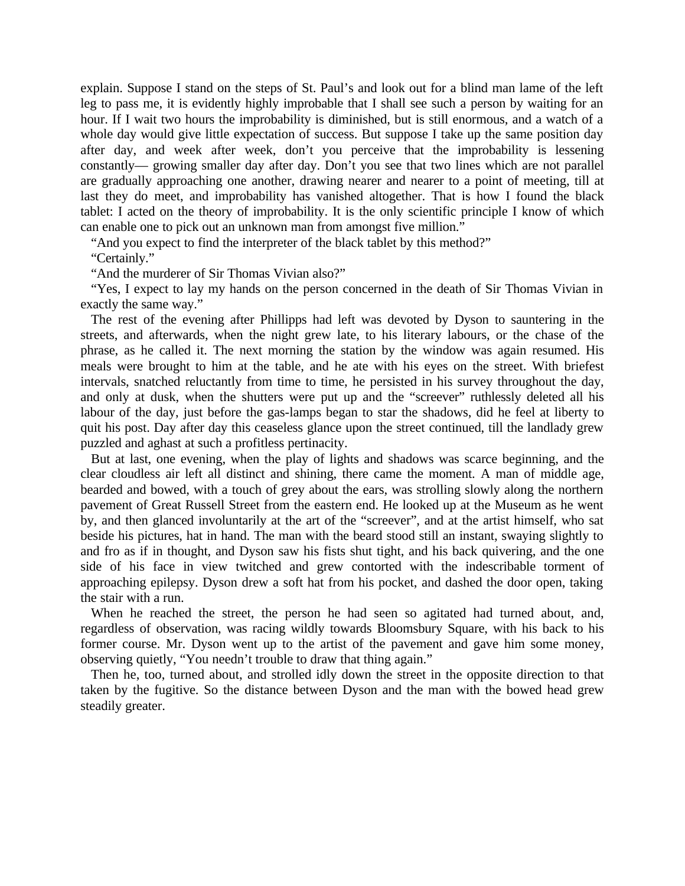explain. Suppose I stand on the steps of St. Paul's and look out for a blind man lame of the left leg to pass me, it is evidently highly improbable that I shall see such a person by waiting for an hour. If I wait two hours the improbability is diminished, but is still enormous, and a watch of a whole day would give little expectation of success. But suppose I take up the same position day after day, and week after week, don't you perceive that the improbability is lessening constantly— growing smaller day after day. Don't you see that two lines which are not parallel are gradually approaching one another, drawing nearer and nearer to a point of meeting, till at last they do meet, and improbability has vanished altogether. That is how I found the black tablet: I acted on the theory of improbability. It is the only scientific principle I know of which can enable one to pick out an unknown man from amongst five million."

"And you expect to find the interpreter of the black tablet by this method?"

"Certainly."

"And the murderer of Sir Thomas Vivian also?"

"Yes, I expect to lay my hands on the person concerned in the death of Sir Thomas Vivian in exactly the same way."

The rest of the evening after Phillipps had left was devoted by Dyson to sauntering in the streets, and afterwards, when the night grew late, to his literary labours, or the chase of the phrase, as he called it. The next morning the station by the window was again resumed. His meals were brought to him at the table, and he ate with his eyes on the street. With briefest intervals, snatched reluctantly from time to time, he persisted in his survey throughout the day, and only at dusk, when the shutters were put up and the "screever" ruthlessly deleted all his labour of the day, just before the gas-lamps began to star the shadows, did he feel at liberty to quit his post. Day after day this ceaseless glance upon the street continued, till the landlady grew puzzled and aghast at such a profitless pertinacity.

But at last, one evening, when the play of lights and shadows was scarce beginning, and the clear cloudless air left all distinct and shining, there came the moment. A man of middle age, bearded and bowed, with a touch of grey about the ears, was strolling slowly along the northern pavement of Great Russell Street from the eastern end. He looked up at the Museum as he went by, and then glanced involuntarily at the art of the "screever", and at the artist himself, who sat beside his pictures, hat in hand. The man with the beard stood still an instant, swaying slightly to and fro as if in thought, and Dyson saw his fists shut tight, and his back quivering, and the one side of his face in view twitched and grew contorted with the indescribable torment of approaching epilepsy. Dyson drew a soft hat from his pocket, and dashed the door open, taking the stair with a run.

When he reached the street, the person he had seen so agitated had turned about, and, regardless of observation, was racing wildly towards Bloomsbury Square, with his back to his former course. Mr. Dyson went up to the artist of the pavement and gave him some money, observing quietly, "You needn't trouble to draw that thing again."

Then he, too, turned about, and strolled idly down the street in the opposite direction to that taken by the fugitive. So the distance between Dyson and the man with the bowed head grew steadily greater.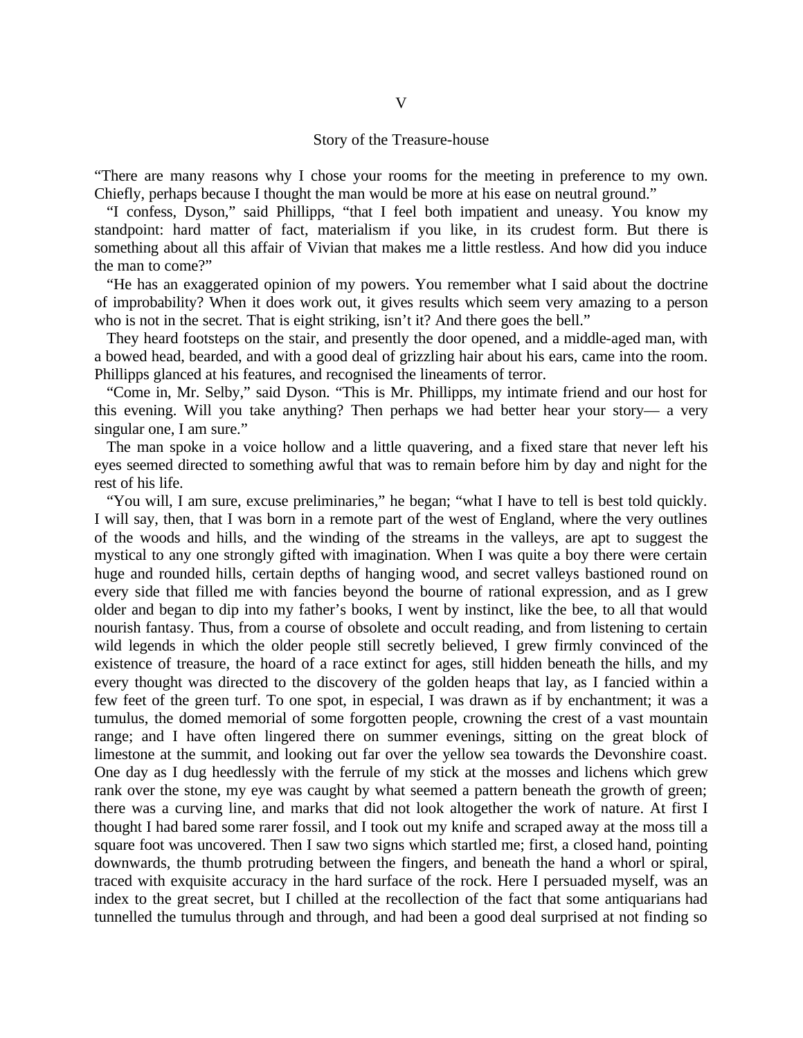# V

## Story of the Treasure-house

"There are many reasons why I chose your rooms for the meeting in preference to my own. Chiefly, perhaps because I thought the man would be more at his ease on neutral ground."

"I confess, Dyson," said Phillipps, "that I feel both impatient and uneasy. You know my standpoint: hard matter of fact, materialism if you like, in its crudest form. But there is something about all this affair of Vivian that makes me a little restless. And how did you induce the man to come?"

"He has an exaggerated opinion of my powers. You remember what I said about the doctrine of improbability? When it does work out, it gives results which seem very amazing to a person who is not in the secret. That is eight striking, isn't it? And there goes the bell."

They heard footsteps on the stair, and presently the door opened, and a middle-aged man, with a bowed head, bearded, and with a good deal of grizzling hair about his ears, came into the room. Phillipps glanced at his features, and recognised the lineaments of terror.

"Come in, Mr. Selby," said Dyson. "This is Mr. Phillipps, my intimate friend and our host for this evening. Will you take anything? Then perhaps we had better hear your story— a very singular one, I am sure."

The man spoke in a voice hollow and a little quavering, and a fixed stare that never left his eyes seemed directed to something awful that was to remain before him by day and night for the rest of his life.

"You will, I am sure, excuse preliminaries," he began; "what I have to tell is best told quickly. I will say, then, that I was born in a remote part of the west of England, where the very outlines of the woods and hills, and the winding of the streams in the valleys, are apt to suggest the mystical to any one strongly gifted with imagination. When I was quite a boy there were certain huge and rounded hills, certain depths of hanging wood, and secret valleys bastioned round on every side that filled me with fancies beyond the bourne of rational expression, and as I grew older and began to dip into my father's books, I went by instinct, like the bee, to all that would nourish fantasy. Thus, from a course of obsolete and occult reading, and from listening to certain wild legends in which the older people still secretly believed, I grew firmly convinced of the existence of treasure, the hoard of a race extinct for ages, still hidden beneath the hills, and my every thought was directed to the discovery of the golden heaps that lay, as I fancied within a few feet of the green turf. To one spot, in especial, I was drawn as if by enchantment; it was a tumulus, the domed memorial of some forgotten people, crowning the crest of a vast mountain range; and I have often lingered there on summer evenings, sitting on the great block of limestone at the summit, and looking out far over the yellow sea towards the Devonshire coast. One day as I dug heedlessly with the ferrule of my stick at the mosses and lichens which grew rank over the stone, my eye was caught by what seemed a pattern beneath the growth of green; there was a curving line, and marks that did not look altogether the work of nature. At first I thought I had bared some rarer fossil, and I took out my knife and scraped away at the moss till a square foot was uncovered. Then I saw two signs which startled me; first, a closed hand, pointing downwards, the thumb protruding between the fingers, and beneath the hand a whorl or spiral, traced with exquisite accuracy in the hard surface of the rock. Here I persuaded myself, was an index to the great secret, but I chilled at the recollection of the fact that some antiquarians had tunnelled the tumulus through and through, and had been a good deal surprised at not finding so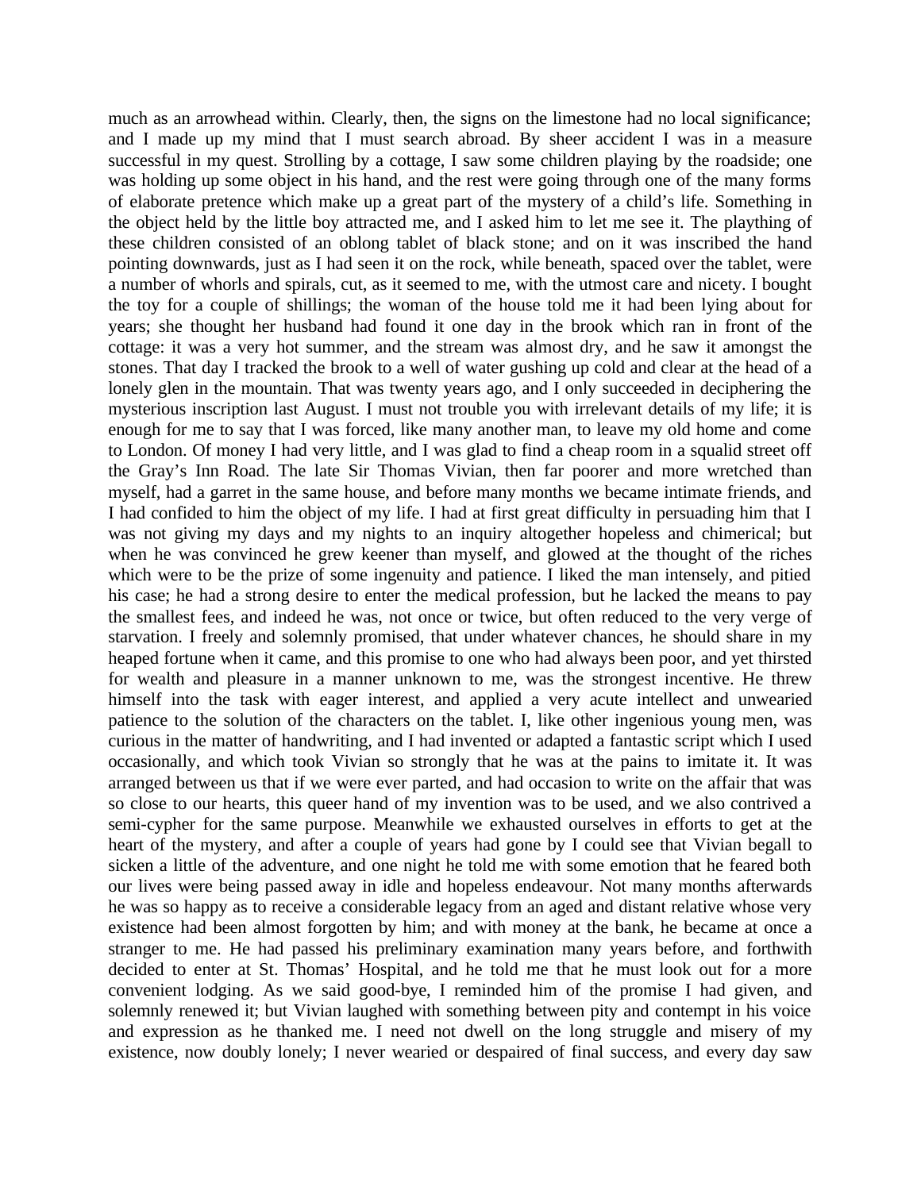much as an arrowhead within. Clearly, then, the signs on the limestone had no local significance; and I made up my mind that I must search abroad. By sheer accident I was in a measure successful in my quest. Strolling by a cottage, I saw some children playing by the roadside; one was holding up some object in his hand, and the rest were going through one of the many forms of elaborate pretence which make up a great part of the mystery of a child's life. Something in the object held by the little boy attracted me, and I asked him to let me see it. The plaything of these children consisted of an oblong tablet of black stone; and on it was inscribed the hand pointing downwards, just as I had seen it on the rock, while beneath, spaced over the tablet, were a number of whorls and spirals, cut, as it seemed to me, with the utmost care and nicety. I bought the toy for a couple of shillings; the woman of the house told me it had been lying about for years; she thought her husband had found it one day in the brook which ran in front of the cottage: it was a very hot summer, and the stream was almost dry, and he saw it amongst the stones. That day I tracked the brook to a well of water gushing up cold and clear at the head of a lonely glen in the mountain. That was twenty years ago, and I only succeeded in deciphering the mysterious inscription last August. I must not trouble you with irrelevant details of my life; it is enough for me to say that I was forced, like many another man, to leave my old home and come to London. Of money I had very little, and I was glad to find a cheap room in a squalid street off the Gray's Inn Road. The late Sir Thomas Vivian, then far poorer and more wretched than myself, had a garret in the same house, and before many months we became intimate friends, and I had confided to him the object of my life. I had at first great difficulty in persuading him that I was not giving my days and my nights to an inquiry altogether hopeless and chimerical; but when he was convinced he grew keener than myself, and glowed at the thought of the riches which were to be the prize of some ingenuity and patience. I liked the man intensely, and pitied his case; he had a strong desire to enter the medical profession, but he lacked the means to pay the smallest fees, and indeed he was, not once or twice, but often reduced to the very verge of starvation. I freely and solemnly promised, that under whatever chances, he should share in my heaped fortune when it came, and this promise to one who had always been poor, and yet thirsted for wealth and pleasure in a manner unknown to me, was the strongest incentive. He threw himself into the task with eager interest, and applied a very acute intellect and unwearied patience to the solution of the characters on the tablet. I, like other ingenious young men, was curious in the matter of handwriting, and I had invented or adapted a fantastic script which I used occasionally, and which took Vivian so strongly that he was at the pains to imitate it. It was arranged between us that if we were ever parted, and had occasion to write on the affair that was so close to our hearts, this queer hand of my invention was to be used, and we also contrived a semi-cypher for the same purpose. Meanwhile we exhausted ourselves in efforts to get at the heart of the mystery, and after a couple of years had gone by I could see that Vivian begall to sicken a little of the adventure, and one night he told me with some emotion that he feared both our lives were being passed away in idle and hopeless endeavour. Not many months afterwards he was so happy as to receive a considerable legacy from an aged and distant relative whose very existence had been almost forgotten by him; and with money at the bank, he became at once a stranger to me. He had passed his preliminary examination many years before, and forthwith decided to enter at St. Thomas' Hospital, and he told me that he must look out for a more convenient lodging. As we said good-bye, I reminded him of the promise I had given, and solemnly renewed it; but Vivian laughed with something between pity and contempt in his voice and expression as he thanked me. I need not dwell on the long struggle and misery of my existence, now doubly lonely; I never wearied or despaired of final success, and every day saw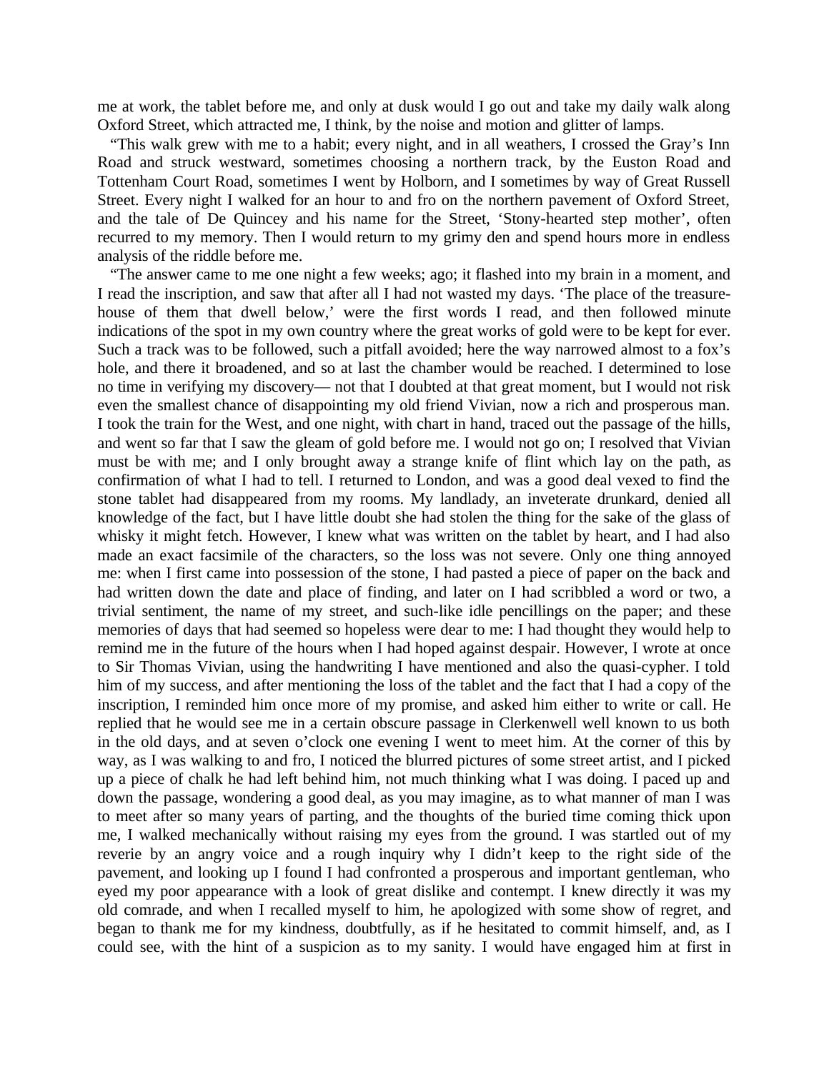me at work, the tablet before me, and only at dusk would I go out and take my daily walk along Oxford Street, which attracted me, I think, by the noise and motion and glitter of lamps.

"This walk grew with me to a habit; every night, and in all weathers, I crossed the Gray's Inn Road and struck westward, sometimes choosing a northern track, by the Euston Road and Tottenham Court Road, sometimes I went by Holborn, and I sometimes by way of Great Russell Street. Every night I walked for an hour to and fro on the northern pavement of Oxford Street, and the tale of De Quincey and his name for the Street, 'Stony-hearted step mother', often recurred to my memory. Then I would return to my grimy den and spend hours more in endless analysis of the riddle before me.

"The answer came to me one night a few weeks; ago; it flashed into my brain in a moment, and I read the inscription, and saw that after all I had not wasted my days. 'The place of the treasure-house of them that dwell below,' were the first words I read, and then followed minute indications of the spot in my own country where the great works of gold were to be kept for ever. Such a track was to be followed, such a pitfall avoided; here the way narrowed almost to a fox's hole, and there it broadened, and so at last the chamber would be reached. I determined to lose no time in verifying my discovery— not that I doubted at that great moment, but I would not risk even the smallest chance of disappointing my old friend Vivian, now a rich and prosperous man. I took the train for the West, and one night, with chart in hand, traced out the passage of the hills, and went so far that I saw the gleam of gold before me. I would not go on; I resolved that Vivian must be with me; and I only brought away a strange knife of flint which lay on the path, as confirmation of what I had to tell. I returned to London, and was a good deal vexed to find the stone tablet had disappeared from my rooms. My landlady, an inveterate drunkard, denied all knowledge of the fact, but I have little doubt she had stolen the thing for the sake of the glass of whisky it might fetch. However, I knew what was written on the tablet by heart, and I had also made an exact facsimile of the characters, so the loss was not severe. Only one thing annoyed me: when I first came into possession of the stone, I had pasted a piece of paper on the back and had written down the date and place of finding, and later on I had scribbled a word or two, a trivial sentiment, the name of my street, and such-like idle pencillings on the paper; and these memories of days that had seemed so hopeless were dear to me: I had thought they would help to remind me in the future of the hours when I had hoped against despair. However, I wrote at once to Sir Thomas Vivian, using the handwriting I have mentioned and also the quasi-cypher. I told him of my success, and after mentioning the loss of the tablet and the fact that I had a copy of the inscription, I reminded him once more of my promise, and asked him either to write or call. He replied that he would see me in a certain obscure passage in Clerkenwell well known to us both in the old days, and at seven o'clock one evening I went to meet him. At the corner of this by way, as I was walking to and fro, I noticed the blurred pictures of some street artist, and I picked up a piece of chalk he had left behind him, not much thinking what I was doing. I paced up and down the passage, wondering a good deal, as you may imagine, as to what manner of man I was to meet after so many years of parting, and the thoughts of the buried time coming thick upon me, I walked mechanically without raising my eyes from the ground. I was startled out of my reverie by an angry voice and a rough inquiry why I didn't keep to the right side of the pavement, and looking up I found I had confronted a prosperous and important gentleman, who eyed my poor appearance with a look of great dislike and contempt. I knew directly it was my old comrade, and when I recalled myself to him, he apologized with some show of regret, and began to thank me for my kindness, doubtfully, as if he hesitated to commit himself, and, as I could see, with the hint of a suspicion as to my sanity. I would have engaged him at first in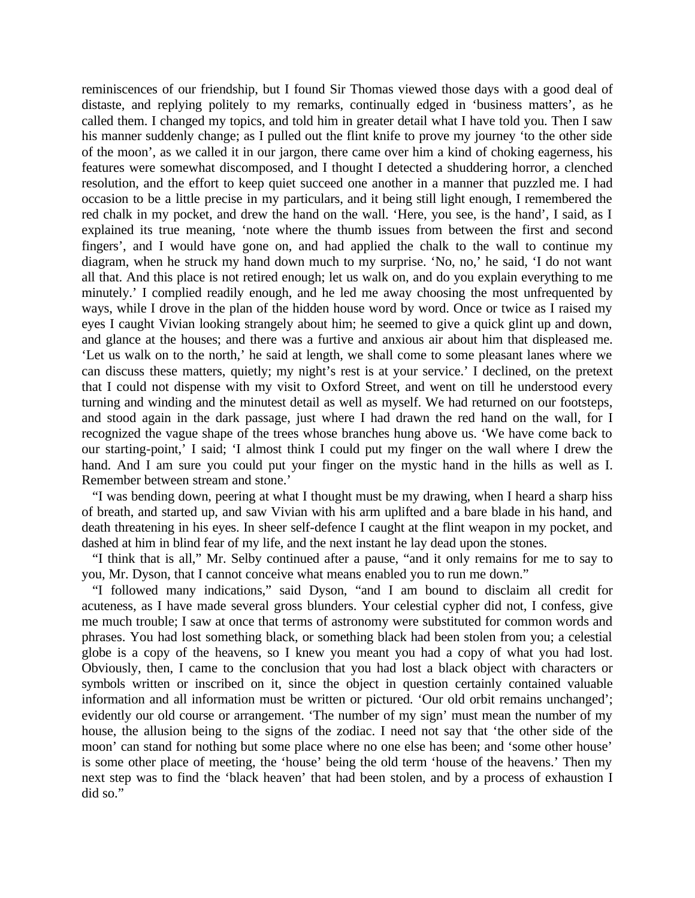reminiscences of our friendship, but I found Sir Thomas viewed those days with a good deal of distaste, and replying politely to my remarks, continually edged in 'business matters', as he called them. I changed my topics, and told him in greater detail what I have told you. Then I saw his manner suddenly change; as I pulled out the flint knife to prove my journey 'to the other side of the moon', as we called it in our jargon, there came over him a kind of choking eagerness, his features were somewhat discomposed, and I thought I detected a shuddering horror, a clenched resolution, and the effort to keep quiet succeed one another in a manner that puzzled me. I had occasion to be a little precise in my particulars, and it being still light enough, I remembered the red chalk in my pocket, and drew the hand on the wall. 'Here, you see, is the hand', I said, as I explained its true meaning, 'note where the thumb issues from between the first and second fingers', and I would have gone on, and had applied the chalk to the wall to continue my diagram, when he struck my hand down much to my surprise. 'No, no,' he said, 'I do not want all that. And this place is not retired enough; let us walk on, and do you explain everything to me minutely.' I complied readily enough, and he led me away choosing the most unfrequented by ways, while I drove in the plan of the hidden house word by word. Once or twice as I raised my eyes I caught Vivian looking strangely about him; he seemed to give a quick glint up and down, and glance at the houses; and there was a furtive and anxious air about him that displeased me. 'Let us walk on to the north,' he said at length, we shall come to some pleasant lanes where we can discuss these matters, quietly; my night's rest is at your service.' I declined, on the pretext that I could not dispense with my visit to Oxford Street, and went on till he understood every turning and winding and the minutest detail as well as myself. We had returned on our footsteps, and stood again in the dark passage, just where I had drawn the red hand on the wall, for I recognized the vague shape of the trees whose branches hung above us. 'We have come back to our starting-point,' I said; 'I almost think I could put my finger on the wall where I drew the hand. And I am sure you could put your finger on the mystic hand in the hills as well as I. Remember between stream and stone.'

"I was bending down, peering at what I thought must be my drawing, when I heard a sharp hiss of breath, and started up, and saw Vivian with his arm uplifted and a bare blade in his hand, and death threatening in his eyes. In sheer self-defence I caught at the flint weapon in my pocket, and dashed at him in blind fear of my life, and the next instant he lay dead upon the stones.

"I think that is all," Mr. Selby continued after a pause, "and it only remains for me to say to you, Mr. Dyson, that I cannot conceive what means enabled you to run me down."

"I followed many indications," said Dyson, "and I am bound to disclaim all credit for acuteness, as I have made several gross blunders. Your celestial cypher did not, I confess, give me much trouble; I saw at once that terms of astronomy were substituted for common words and phrases. You had lost something black, or something black had been stolen from you; a celestial globe is a copy of the heavens, so I knew you meant you had a copy of what you had lost. Obviously, then, I came to the conclusion that you had lost a black object with characters or symbols written or inscribed on it, since the object in question certainly contained valuable information and all information must be written or pictured. 'Our old orbit remains unchanged'; evidently our old course or arrangement. 'The number of my sign' must mean the number of my house, the allusion being to the signs of the zodiac. I need not say that 'the other side of the moon' can stand for nothing but some place where no one else has been; and 'some other house' is some other place of meeting, the 'house' being the old term 'house of the heavens.' Then my next step was to find the 'black heaven' that had been stolen, and by a process of exhaustion I did so."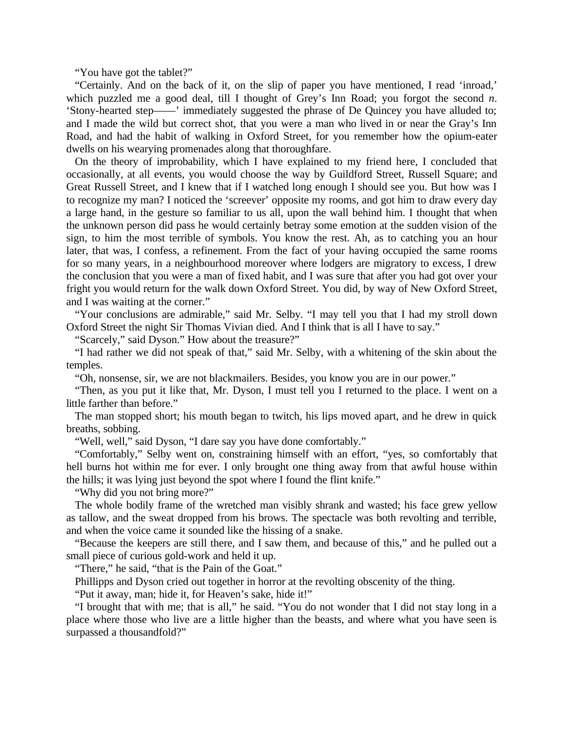"You have got the tablet?"

"Certainly. And on the back of it, on the slip of paper you have mentioned, I read 'inroad,' which puzzled me a good deal, till I thought of Grey's Inn Road; you forgot the second *n*. 'Stony-hearted step——' immediately suggested the phrase of De Quincey you have alluded to; and I made the wild but correct shot, that you were a man who lived in or near the Gray's Inn Road, and had the habit of walking in Oxford Street, for you remember how the opium-eater dwells on his wearying promenades along that thoroughfare.

On the theory of improbability, which I have explained to my friend here, I concluded that occasionally, at all events, you would choose the way by Guildford Street, Russell Square; and Great Russell Street, and I knew that if I watched long enough I should see you. But how was I to recognize my man? I noticed the 'screever' opposite my rooms, and got him to draw every day a large hand, in the gesture so familiar to us all, upon the wall behind him. I thought that when the unknown person did pass he would certainly betray some emotion at the sudden vision of the sign, to him the most terrible of symbols. You know the rest. Ah, as to catching you an hour later, that was, I confess, a refinement. From the fact of your having occupied the same rooms for so many years, in a neighbourhood moreover where lodgers are migratory to excess, I drew the conclusion that you were a man of fixed habit, and I was sure that after you had got over your fright you would return for the walk down Oxford Street. You did, by way of New Oxford Street, and I was waiting at the corner."

"Your conclusions are admirable," said Mr. Selby. "I may tell you that I had my stroll down Oxford Street the night Sir Thomas Vivian died. And I think that is all I have to say."

"Scarcely," said Dyson." How about the treasure?"

"I had rather we did not speak of that," said Mr. Selby, with a whitening of the skin about the temples.

"Oh, nonsense, sir, we are not blackmailers. Besides, you know you are in our power."

"Then, as you put it like that, Mr. Dyson, I must tell you I returned to the place. I went on a little farther than before."

The man stopped short; his mouth began to twitch, his lips moved apart, and he drew in quick breaths, sobbing.

"Well, well," said Dyson, "I dare say you have done comfortably."

"Comfortably," Selby went on, constraining himself with an effort, "yes, so comfortably that hell burns hot within me for ever. I only brought one thing away from that awful house within the hills; it was lying just beyond the spot where I found the flint knife."

"Why did you not bring more?"

The whole bodily frame of the wretched man visibly shrank and wasted; his face grew yellow as tallow, and the sweat dropped from his brows. The spectacle was both revolting and terrible, and when the voice came it sounded like the hissing of a snake.

"Because the keepers are still there, and I saw them, and because of this," and he pulled out a small piece of curious gold-work and held it up.

"There," he said, "that is the Pain of the Goat."

Phillipps and Dyson cried out together in horror at the revolting obscenity of the thing.

"Put it away, man; hide it, for Heaven's sake, hide it!"

"I brought that with me; that is all," he said. "You do not wonder that I did not stay long in a place where those who live are a little higher than the beasts, and where what you have seen is surpassed a thousandfold?"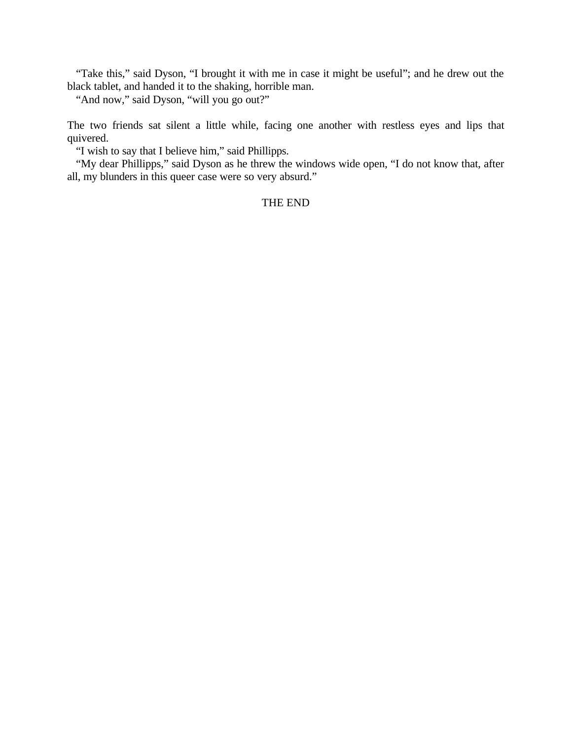"Take this," said Dyson, "I brought it with me in case it might be useful"; and he drew out the black tablet, and handed it to the shaking, horrible man.

"And now," said Dyson, "will you go out?"

The two friends sat silent a little while, facing one another with restless eyes and lips that quivered.

"I wish to say that I believe him," said Phillipps.

"My dear Phillipps," said Dyson as he threw the windows wide open, "I do not know that, after all, my blunders in this queer case were so very absurd."

THE END